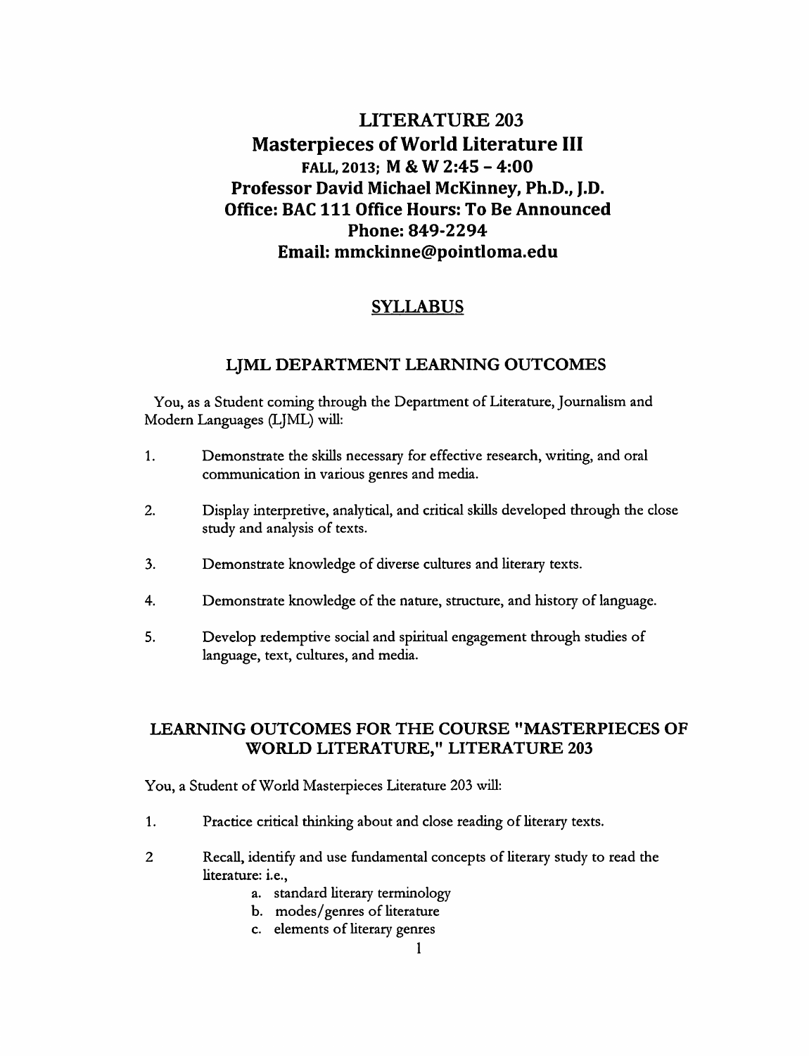# LITERATURE 203
# Masterpieces of World Literature III

**FALL, 2013; M & W 2:45 – 4:00**
**Professor David Michael McKinney, Ph.D., J.D.**
**Office: BAC 111 Office Hours: To Be Announced**
**Phone: 849-2294**
**Email: mmckinne@pointloma.edu**

## SYLLABUS

## LJML DEPARTMENT LEARNING OUTCOMES

You, as a Student coming through the Department of Literature, Journalism and Modern Languages (LJML) will:

1. Demonstrate the skills necessary for effective research, writing, and oral communication in various genres and media.
2. Display interpretive, analytical, and critical skills developed through the close study and analysis of texts.
3. Demonstrate knowledge of diverse cultures and literary texts.
4. Demonstrate knowledge of the nature, structure, and history of language.
5. Develop redemptive social and spiritual engagement through studies of language, text, cultures, and media.

## LEARNING OUTCOMES FOR THE COURSE "MASTERPIECES OF WORLD LITERATURE," LITERATURE 203

You, a Student of World Masterpieces Literature 203 will:

1. Practice critical thinking about and close reading of literary texts.
2. Recall, identify and use fundamental concepts of literary study to read the literature: i.e.,
    a. standard literary terminology
    b. modes/genres of literature
    c. elements of literary genres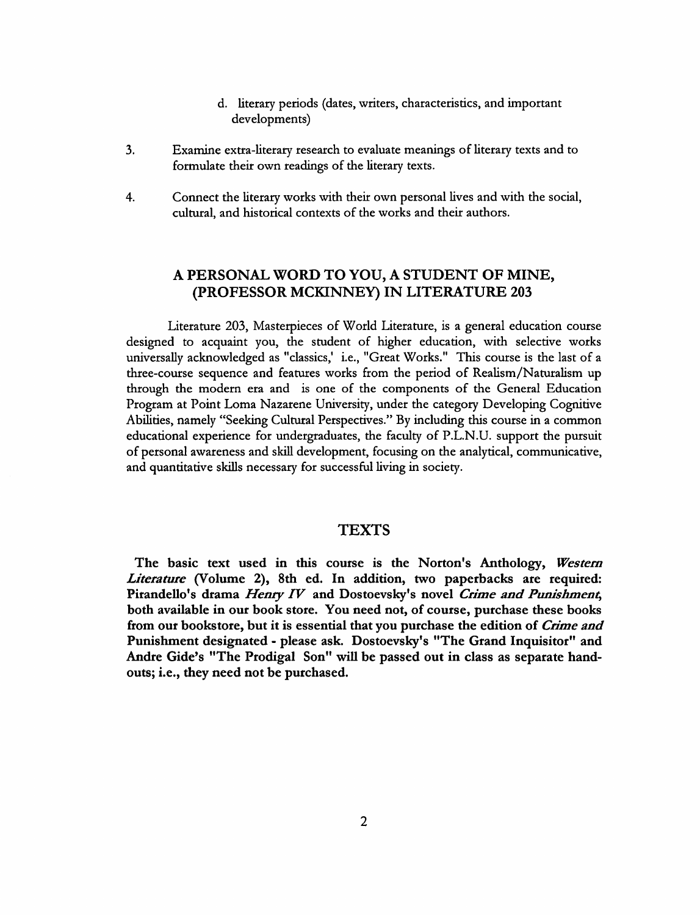d. literary periods (dates, writers, characteristics, and important developments)

3. Examine extra-literary research to evaluate meanings of literary texts and to formulate their own readings of the literary texts.

4. Connect the literary works with their own personal lives and with the social, cultural, and historical contexts of the works and their authors.

## A PERSONAL WORD TO YOU, A STUDENT OF MINE, (PROFESSOR MCKINNEY) IN LITERATURE 203

Literature 203, Masterpieces of World Literature, is a general education course designed to acquaint you, the student of higher education, with selective works universally acknowledged as "classics,' i.e., "Great Works." This course is the last of a three-course sequence and features works from the period of Realism/Naturalism up through the modern era and is one of the components of the General Education Program at Point Loma Nazarene University, under the category Developing Cognitive Abilities, namely "Seeking Cultural Perspectives." By including this course in a common educational experience for undergraduates, the faculty of P.L.N.U. support the pursuit of personal awareness and skill development, focusing on the analytical, communicative, and quantitative skills necessary for successful living in society.

## TEXTS

**The basic text used in this course is the Norton's Anthology, *Western Literature* (Volume 2), 8th ed. In addition, two paperbacks are required: Pirandello's drama *Henry IV* and Dostoevsky's novel *Crime and Punishment*, both available in our book store. You need not, of course, purchase these books from our bookstore, but it is essential that you purchase the edition of *Crime and* Punishment designated - please ask. Dostoevsky's "The Grand Inquisitor" and Andre Gide's "The Prodigal Son" will be passed out in class as separate hand-outs; i.e., they need not be purchased.**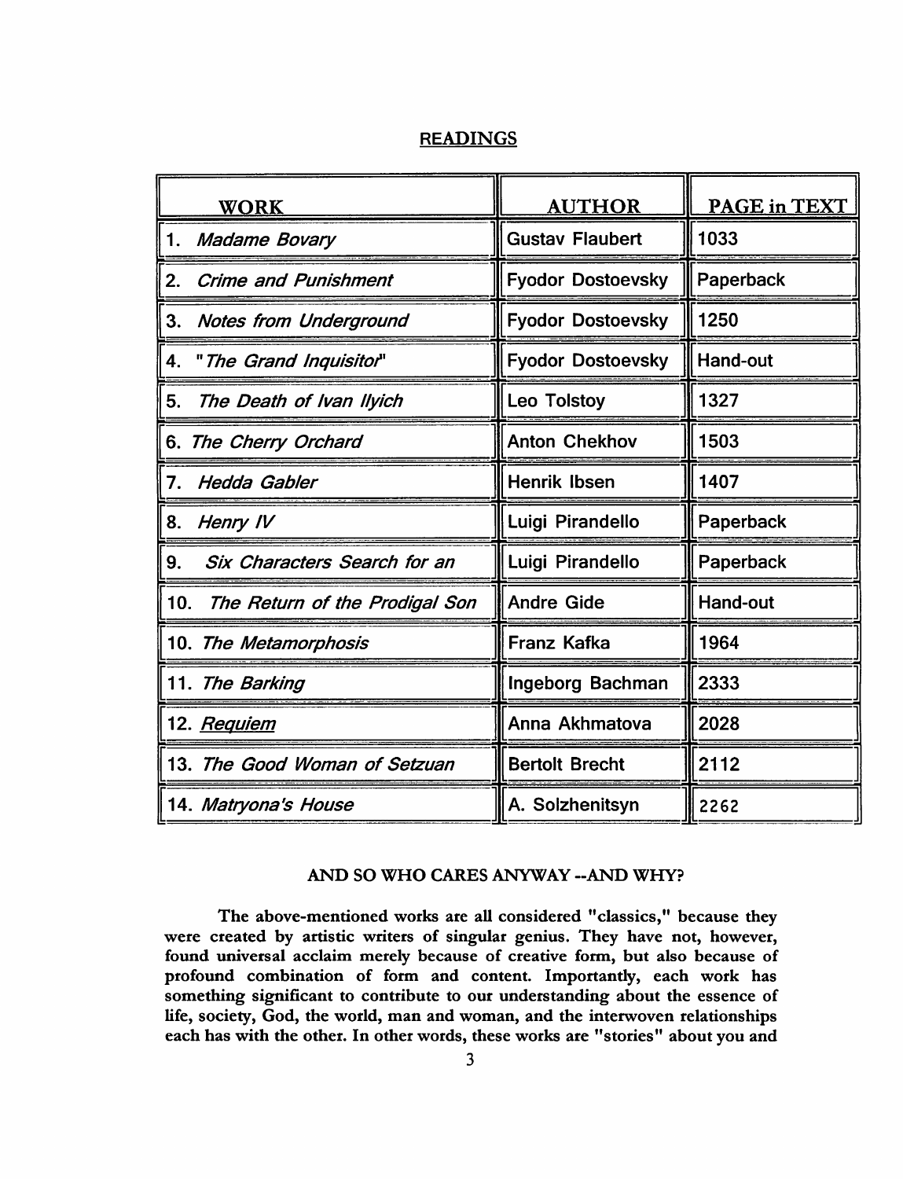## READINGS

| WORK | AUTHOR | PAGE in TEXT |
|---|---|---|
| 1. *Madame Bovary* | Gustav Flaubert | 1033 |
| 2. *Crime and Punishment* | Fyodor Dostoevsky | Paperback |
| 3. *Notes from Underground* | Fyodor Dostoevsky | 1250 |
| 4. *"The Grand Inquisitor"* | Fyodor Dostoevsky | Hand-out |
| 5. *The Death of Ivan Ilyich* | Leo Tolstoy | 1327 |
| 6. *The Cherry Orchard* | Anton Chekhov | 1503 |
| 7. *Hedda Gabler* | Henrik Ibsen | 1407 |
| 8. *Henry IV* | Luigi Pirandello | Paperback |
| 9. *Six Characters Search for an* | Luigi Pirandello | Paperback |
| 10. *The Return of the Prodigal Son* | Andre Gide | Hand-out |
| 10. *The Metamorphosis* | Franz Kafka | 1964 |
| 11. *The Barking* | Ingeborg Bachman | 2333 |
| 12. *Requiem* | Anna Akhmatova | 2028 |
| 13. *The Good Woman of Setzuan* | Bertolt Brecht | 2112 |
| 14. *Matryona's House* | A. Solzhenitsyn | 2262 |

### AND SO WHO CARES ANYWAY --AND WHY?

The above-mentioned works are all considered "classics," because they were created by artistic writers of singular genius. They have not, however, found universal acclaim merely because of creative form, but also because of profound combination of form and content. Importantly, each work has something significant to contribute to our understanding about the essence of life, society, God, the world, man and woman, and the interwoven relationships each has with the other. In other words, these works are "stories" about you and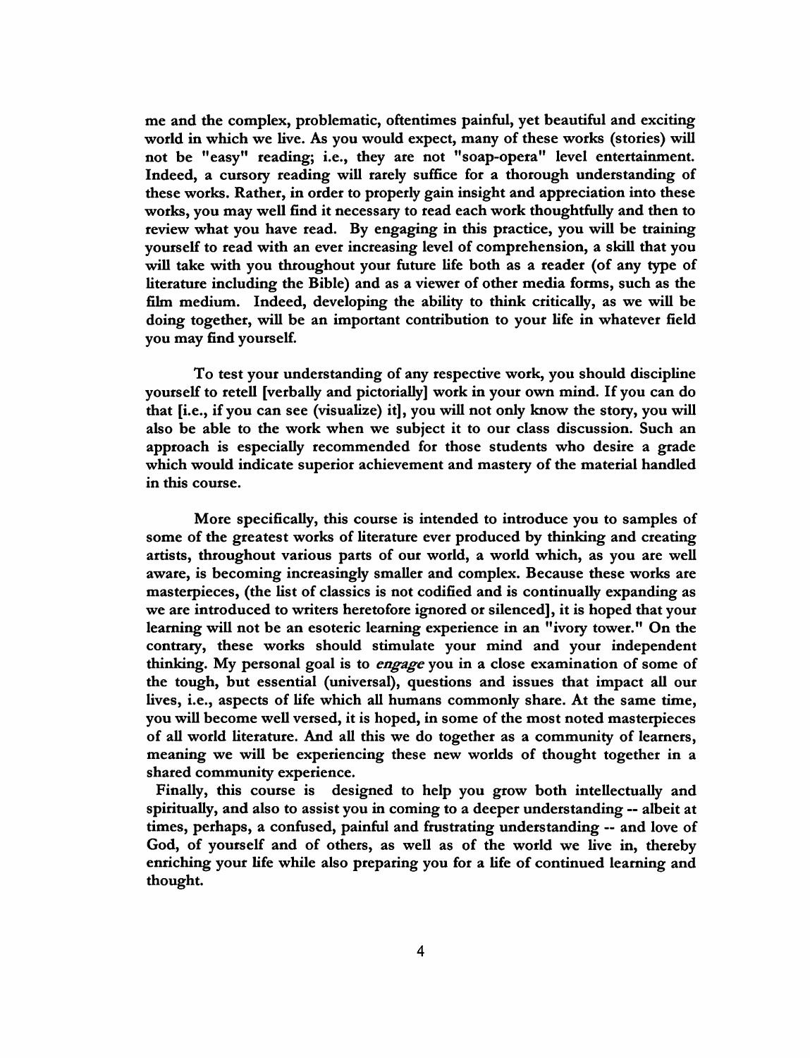me and the complex, problematic, oftentimes painful, yet beautiful and exciting world in which we live. As you would expect, many of these works (stories) will not be "easy" reading; i.e., they are not "soap-opera" level entertainment. Indeed, a cursory reading will rarely suffice for a thorough understanding of these works. Rather, in order to properly gain insight and appreciation into these works, you may well find it necessary to read each work thoughtfully and then to review what you have read. By engaging in this practice, you will be training yourself to read with an ever increasing level of comprehension, a skill that you will take with you throughout your future life both as a reader (of any type of literature including the Bible) and as a viewer of other media forms, such as the film medium. Indeed, developing the ability to think critically, as we will be doing together, will be an important contribution to your life in whatever field you may find yourself.

To test your understanding of any respective work, you should discipline yourself to retell [verbally and pictorially] work in your own mind. If you can do that [i.e., if you can see (visualize) it], you will not only know the story, you will also be able to the work when we subject it to our class discussion. Such an approach is especially recommended for those students who desire a grade which would indicate superior achievement and mastery of the material handled in this course.

More specifically, this course is intended to introduce you to samples of some of the greatest works of literature ever produced by thinking and creating artists, throughout various parts of our world, a world which, as you are well aware, is becoming increasingly smaller and complex. Because these works are masterpieces, (the list of classics is not codified and is continually expanding as we are introduced to writers heretofore ignored or silenced], it is hoped that your learning will not be an esoteric learning experience in an "ivory tower." On the contrary, these works should stimulate your mind and your independent thinking. My personal goal is to *engage* you in a close examination of some of the tough, but essential (universal), questions and issues that impact all our lives, i.e., aspects of life which all humans commonly share. At the same time, you will become well versed, it is hoped, in some of the most noted masterpieces of all world literature. And all this we do together as a community of learners, meaning we will be experiencing these new worlds of thought together in a shared community experience.

Finally, this course is designed to help you grow both intellectually and spiritually, and also to assist you in coming to a deeper understanding -- albeit at times, perhaps, a confused, painful and frustrating understanding -- and love of God, of yourself and of others, as well as of the world we live in, thereby enriching your life while also preparing you for a life of continued learning and thought.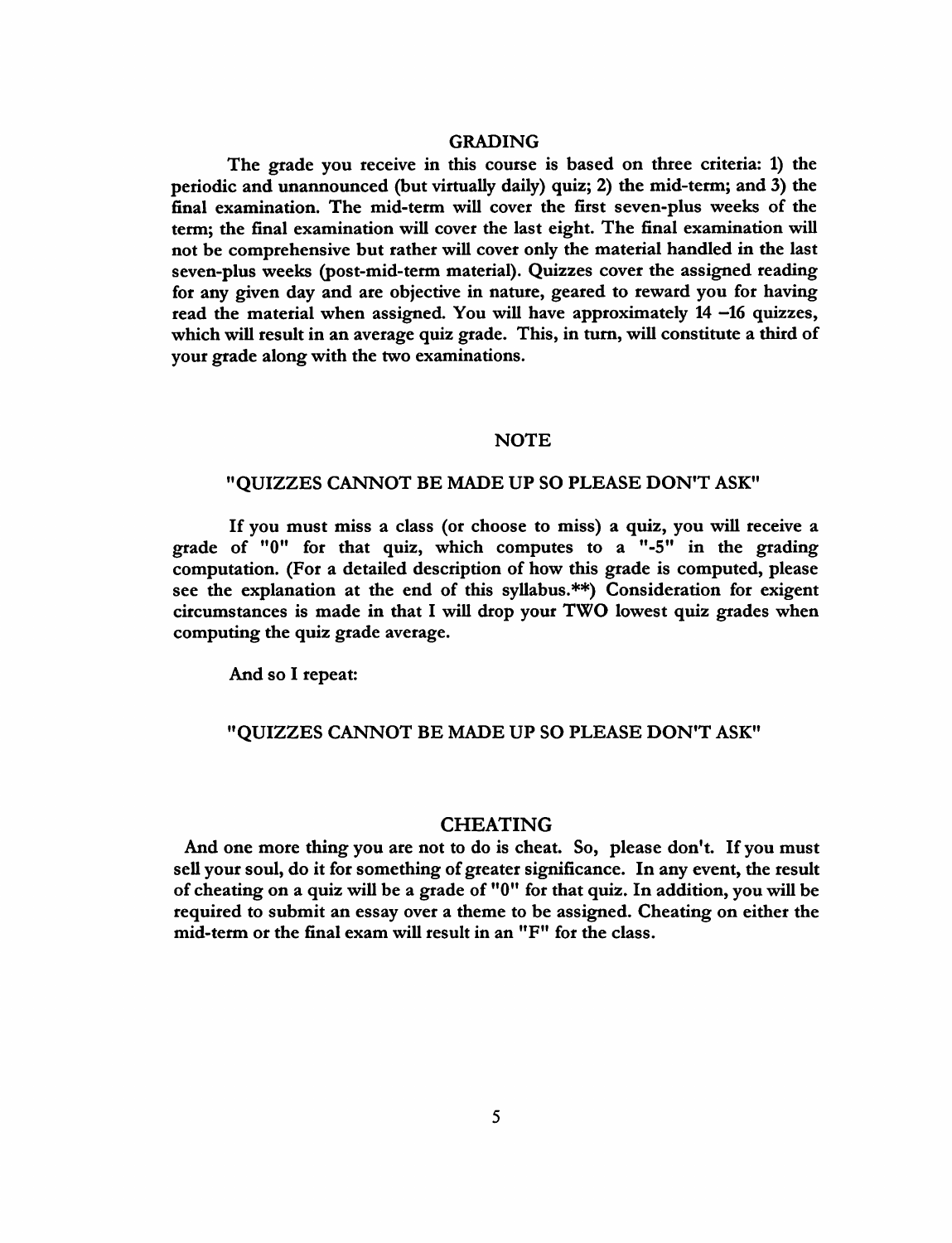## GRADING

The grade you receive in this course is based on three criteria: 1) the periodic and unannounced (but virtually daily) quiz; 2) the mid-term; and 3) the final examination. The mid-term will cover the first seven-plus weeks of the term; the final examination will cover the last eight. The final examination will not be comprehensive but rather will cover only the material handled in the last seven-plus weeks (post-mid-term material). Quizzes cover the assigned reading for any given day and are objective in nature, geared to reward you for having read the material when assigned. You will have approximately 14 –16 quizzes, which will result in an average quiz grade. This, in turn, will constitute a third of your grade along with the two examinations.

## NOTE

**"QUIZZES CANNOT BE MADE UP SO PLEASE DON'T ASK"**

If you must miss a class (or choose to miss) a quiz, you will receive a grade of "0" for that quiz, which computes to a "-5" in the grading computation. (For a detailed description of how this grade is computed, please see the explanation at the end of this syllabus.**) Consideration for exigent circumstances is made in that I will drop your TWO lowest quiz grades when computing the quiz grade average.

And so I repeat:

**"QUIZZES CANNOT BE MADE UP SO PLEASE DON'T ASK"**

## CHEATING

And one more thing you are not to do is cheat. So, please don't. If you must sell your soul, do it for something of greater significance. In any event, the result of cheating on a quiz will be a grade of "0" for that quiz. In addition, you will be required to submit an essay over a theme to be assigned. Cheating on either the mid-term or the final exam will result in an "F" for the class.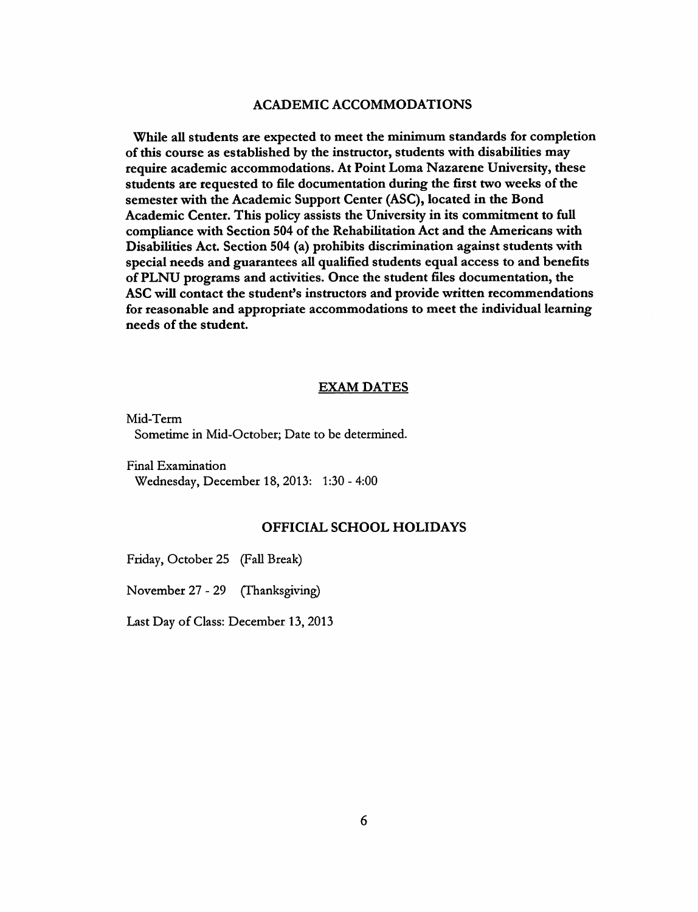## ACADEMIC ACCOMMODATIONS

**While all students are expected to meet the minimum standards for completion of this course as established by the instructor, students with disabilities may require academic accommodations. At Point Loma Nazarene University, these students are requested to file documentation during the first two weeks of the semester with the Academic Support Center (ASC), located in the Bond Academic Center. This policy assists the University in its commitment to full compliance with Section 504 of the Rehabilitation Act and the Americans with Disabilities Act. Section 504 (a) prohibits discrimination against students with special needs and guarantees all qualified students equal access to and benefits of PLNU programs and activities. Once the student files documentation, the ASC will contact the student's instructors and provide written recommendations for reasonable and appropriate accommodations to meet the individual learning needs of the student.**

## EXAM DATES

Mid-Term
Sometime in Mid-October; Date to be determined.

Final Examination
Wednesday, December 18, 2013: 1:30 - 4:00

## OFFICIAL SCHOOL HOLIDAYS

Friday, October 25 (Fall Break)

November 27 - 29 (Thanksgiving)

Last Day of Class: December 13, 2013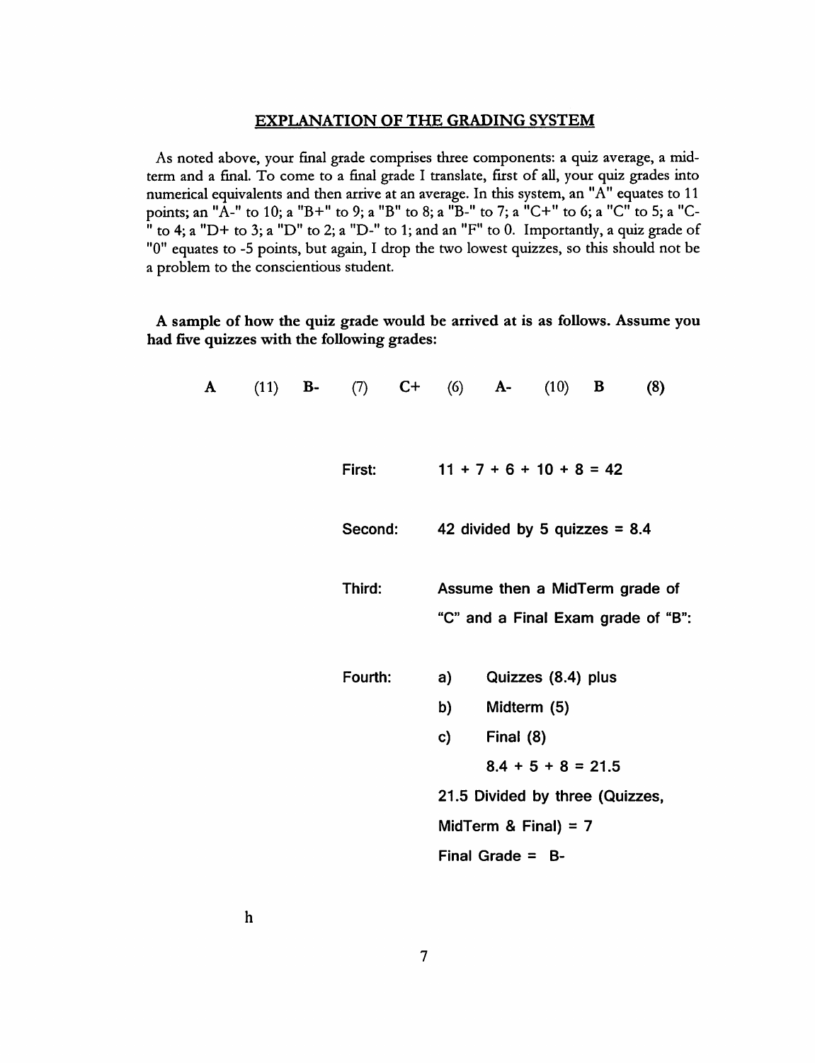## EXPLANATION OF THE GRADING SYSTEM

As noted above, your final grade comprises three components: a quiz average, a mid-term and a final. To come to a final grade I translate, first of all, your quiz grades into numerical equivalents and then arrive at an average. In this system, an "A" equates to 11 points; an "A-" to 10; a "B+" to 9; a "B" to 8; a "B-" to 7; a "C+" to 6; a "C" to 5; a "C-" to 4; a "D+ to 3; a "D" to 2; a "D-" to 1; and an "F" to 0. Importantly, a quiz grade of "0" equates to -5 points, but again, I drop the two lowest quizzes, so this should not be a problem to the conscientious student.

**A sample of how the quiz grade would be arrived at is as follows. Assume you had five quizzes with the following grades:**

**A** (11) **B-** (7) **C+** (6) **A-** (10) **B** **(8)**

**First:** 11 + 7 + 6 + 10 + 8 = 42

**Second:** 42 divided by 5 quizzes = 8.4

**Third:** Assume then a MidTerm grade of "C" and a Final Exam grade of "B":

**Fourth:**

a) Quizzes (8.4) plus

b) Midterm (5)

c) Final (8)

8.4 + 5 + 8 = 21.5

21.5 Divided by three (Quizzes, MidTerm & Final) = 7

Final Grade = B-

h